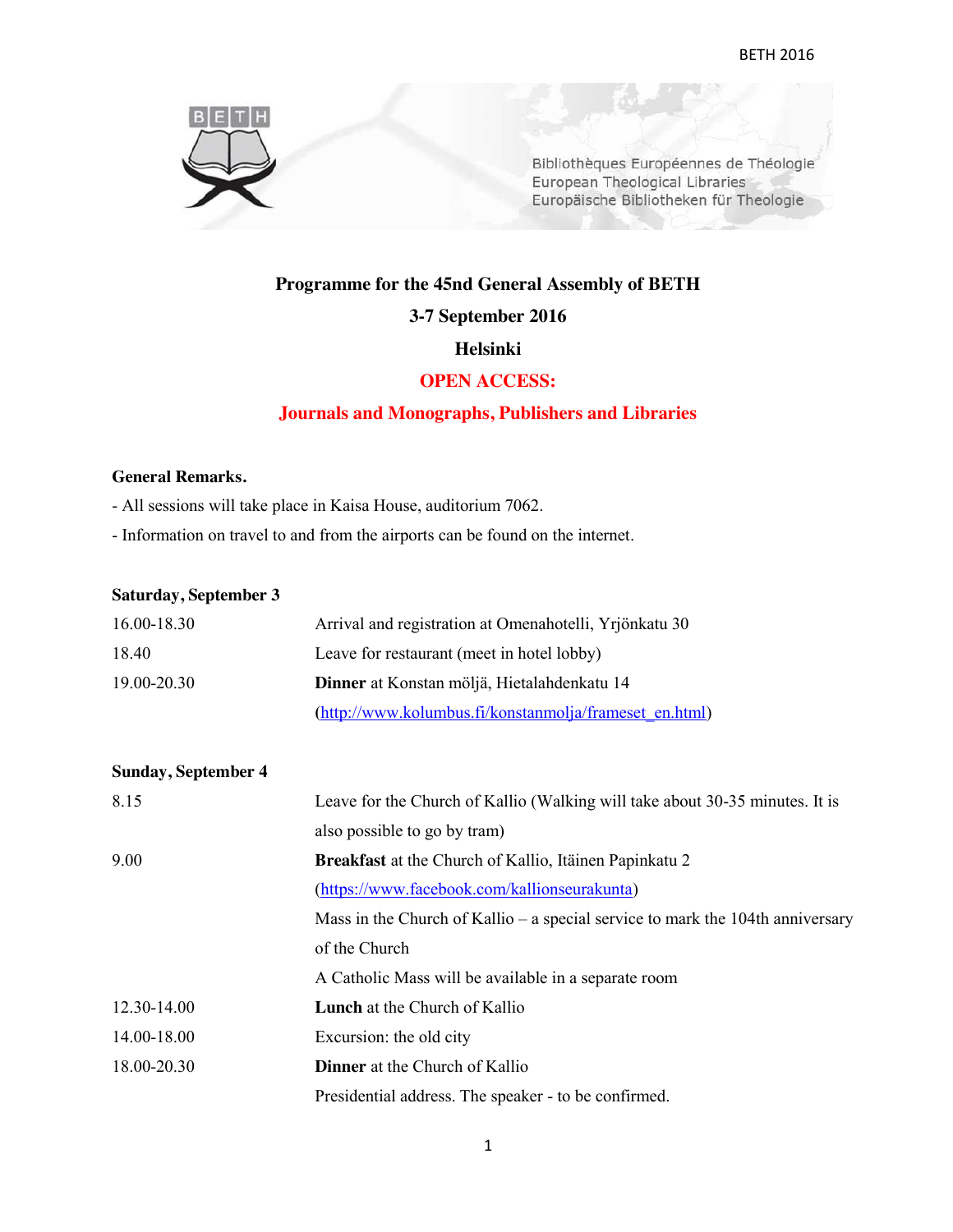Bibliothèques Européennes de Théologie
European Theological Libraries
Europäische Bibliotheken für Theologie

# Programme for the 45nd General Assembly of BETH

## 3-7 September 2016

## Helsinki

## OPEN ACCESS:

## Journals and Monographs, Publishers and Libraries

**General Remarks.**

- All sessions will take place in Kaisa House, auditorium 7062.
- Information on travel to and from the airports can be found on the internet.

**Saturday, September 3**

| | |
|---|---|
| 16.00-18.30 | Arrival and registration at Omenahotelli, Yrjönkatu 30 |
| 18.40 | Leave for restaurant (meet in hotel lobby) |
| 19.00-20.30 | **Dinner** at Konstan möljä, Hietalahdenkatu 14 (http://www.kolumbus.fi/konstanmolja/frameset_en.html) |

**Sunday, September 4**

| | |
|---|---|
| 8.15 | Leave for the Church of Kallio (Walking will take about 30-35 minutes. It is also possible to go by tram) |
| 9.00 | **Breakfast** at the Church of Kallio, Itäinen Papinkatu 2 (https://www.facebook.com/kallionseurakunta) |
| | Mass in the Church of Kallio – a special service to mark the 104th anniversary of the Church |
| | A Catholic Mass will be available in a separate room |
| 12.30-14.00 | **Lunch** at the Church of Kallio |
| 14.00-18.00 | Excursion: the old city |
| 18.00-20.30 | **Dinner** at the Church of Kallio |
| | Presidential address. The speaker - to be confirmed. |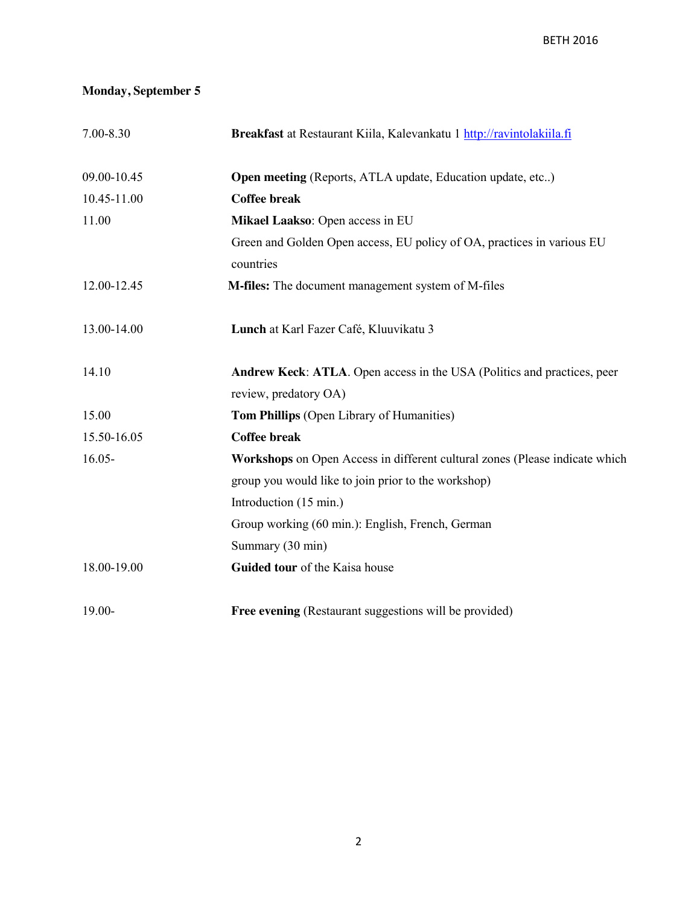**Monday, September 5**

| | |
|---|---|
| 7.00-8.30 | **Breakfast** at Restaurant Kiila, Kalevankatu 1 [http://ravintolakiila.fi](http://ravintolakiila.fi) |
| 09.00-10.45 | **Open meeting** (Reports, ATLA update, Education update, etc..) |
| 10.45-11.00 | **Coffee break** |
| 11.00 | **Mikael Laakso**: Open access in EU<br>Green and Golden Open access, EU policy of OA, practices in various EU countries |
| 12.00-12.45 | **M-files:** The document management system of M-files |
| 13.00-14.00 | **Lunch** at Karl Fazer Café, Kluuvikatu 3 |
| 14.10 | **Andrew Keck**: **ATLA**. Open access in the USA (Politics and practices, peer review, predatory OA) |
| 15.00 | **Tom Phillips** (Open Library of Humanities) |
| 15.50-16.05 | **Coffee break** |
| 16.05- | **Workshops** on Open Access in different cultural zones (Please indicate which group you would like to join prior to the workshop)<br>Introduction (15 min.)<br>Group working (60 min.): English, French, German<br>Summary (30 min) |
| 18.00-19.00 | **Guided tour** of the Kaisa house |
| 19.00- | **Free evening** (Restaurant suggestions will be provided) |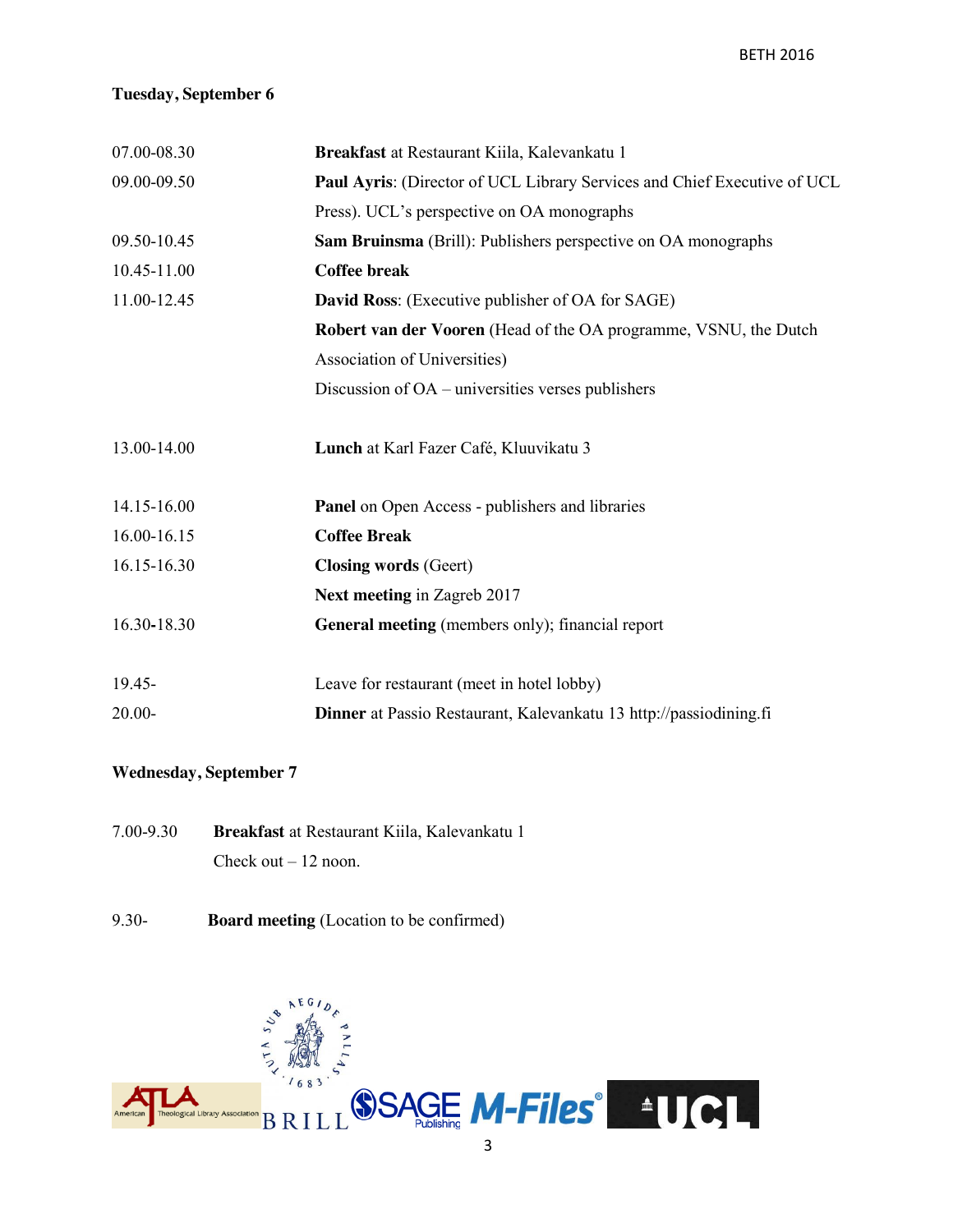**Tuesday, September 6**

| | |
|---|---|
| 07.00-08.30 | **Breakfast** at Restaurant Kiila, Kalevankatu 1 |
| 09.00-09.50 | **Paul Ayris**: (Director of UCL Library Services and Chief Executive of UCL Press). UCL's perspective on OA monographs |
| 09.50-10.45 | **Sam Bruinsma** (Brill): Publishers perspective on OA monographs |
| 10.45-11.00 | **Coffee break** |
| 11.00-12.45 | **David Ross**: (Executive publisher of OA for SAGE)<br>**Robert van der Vooren** (Head of the OA programme, VSNU, the Dutch Association of Universities)<br>Discussion of OA – universities verses publishers |
| 13.00-14.00 | **Lunch** at Karl Fazer Café, Kluuvikatu 3 |
| 14.15-16.00 | **Panel** on Open Access - publishers and libraries |
| 16.00-16.15 | **Coffee Break** |
| 16.15-16.30 | **Closing words** (Geert)<br>**Next meeting** in Zagreb 2017 |
| 16.30-18.30 | **General meeting** (members only); financial report |
| 19.45- | Leave for restaurant (meet in hotel lobby) |
| 20.00- | **Dinner** at Passio Restaurant, Kalevankatu 13 http://passiodining.fi |

**Wednesday, September 7**

| | |
|---|---|
| 7.00-9.30 | **Breakfast** at Restaurant Kiila, Kalevankatu 1<br>Check out – 12 noon. |
| 9.30- | **Board meeting** (Location to be confirmed) |